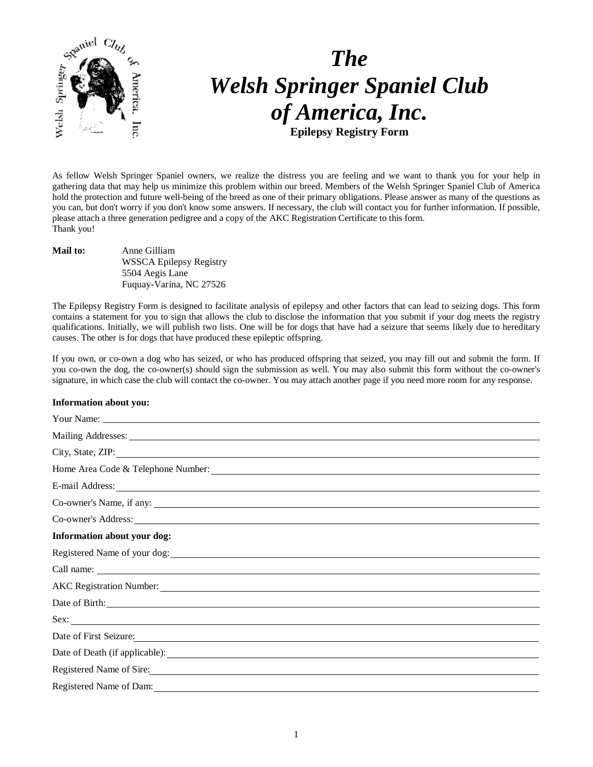# *The Welsh Springer Spaniel Club of America, Inc.*

**Epilepsy Registry Form**

As fellow Welsh Springer Spaniel owners, we realize the distress you are feeling and we want to thank you for your help in gathering data that may help us minimize this problem within our breed. Members of the Welsh Springer Spaniel Club of America hold the protection and future well-being of the breed as one of their primary obligations. Please answer as many of the questions as you can, but don't worry if you don't know some answers. If necessary, the club will contact you for further information. If possible, please attach a three generation pedigree and a copy of the AKC Registration Certificate to this form.
Thank you!

**Mail to:**
Anne Gilliam
WSSCA Epilepsy Registry
5504 Aegis Lane
Fuquay-Varina, NC 27526

The Epilepsy Registry Form is designed to facilitate analysis of epilepsy and other factors that can lead to seizing dogs. This form contains a statement for you to sign that allows the club to disclose the information that you submit if your dog meets the registry qualifications. Initially, we will publish two lists. One will be for dogs that have had a seizure that seems likely due to hereditary causes. The other is for dogs that have produced these epileptic offspring.

If you own, or co-own a dog who has seized, or who has produced offspring that seized, you may fill out and submit the form. If you co-own the dog, the co-owner(s) should sign the submission as well. You may also submit this form without the co-owner's signature, in which case the club will contact the co-owner. You may attach another page if you need more room for any response.

**Information about you:**

Your Name: ____________________

Mailing Addresses: ____________________

City, State, ZIP: ____________________

Home Area Code & Telephone Number: ____________________

E-mail Address: ____________________

Co-owner's Name, if any: ____________________

Co-owner's Address: ____________________

**Information about your dog:**

Registered Name of your dog: ____________________

Call name: ____________________

AKC Registration Number: ____________________

Date of Birth: ____________________

Sex: ____________________

Date of First Seizure: ____________________

Date of Death (if applicable): ____________________

Registered Name of Sire: ____________________

Registered Name of Dam: ____________________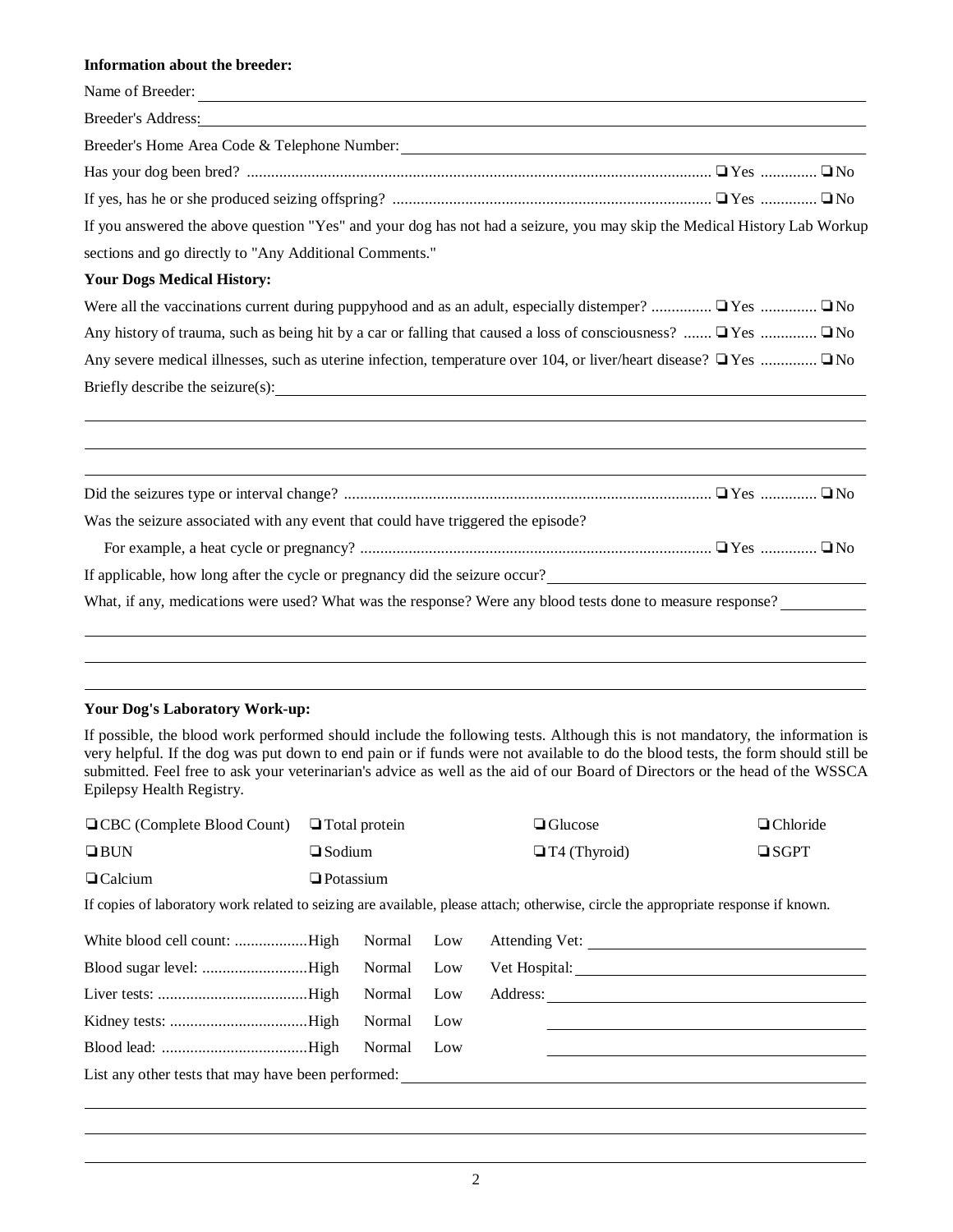**Information about the breeder:**

Name of Breeder: \_\_\_\_\_\_\_\_\_\_\_\_\_\_\_\_\_\_\_\_\_\_\_\_\_\_\_\_\_\_\_\_\_\_\_\_\_\_\_\_

Breeder's Address: \_\_\_\_\_\_\_\_\_\_\_\_\_\_\_\_\_\_\_\_\_\_\_\_\_\_\_\_\_\_\_\_\_\_\_\_\_\_\_\_

Breeder's Home Area Code & Telephone Number: \_\_\_\_\_\_\_\_\_\_\_\_\_\_\_\_\_\_\_\_\_\_\_\_\_\_\_\_

Has your dog been bred? .................................................................................................................. ❑ Yes ............. ❑ No

If yes, has he or she produced seizing offspring? .............................................................................. ❑ Yes ............. ❑ No

If you answered the above question "Yes" and your dog has not had a seizure, you may skip the Medical History Lab Workup sections and go directly to "Any Additional Comments."

**Your Dogs Medical History:**

Were all the vaccinations current during puppyhood and as an adult, especially distemper? ............... ❑ Yes ............. ❑ No

Any history of trauma, such as being hit by a car or falling that caused a loss of consciousness? ....... ❑ Yes ............. ❑ No

Any severe medical illnesses, such as uterine infection, temperature over 104, or liver/heart disease? ❑ Yes ............. ❑ No

Briefly describe the seizure(s): \_\_\_\_\_\_\_\_\_\_\_\_\_\_\_\_\_\_\_\_\_\_\_\_\_\_\_\_\_\_\_\_\_\_\_\_\_\_\_\_

\_\_\_\_\_\_\_\_\_\_\_\_\_\_\_\_\_\_\_\_\_\_\_\_\_\_\_\_\_\_\_\_\_\_\_\_\_\_\_\_\_\_\_\_\_\_\_\_\_\_\_\_\_\_\_\_\_\_\_\_

\_\_\_\_\_\_\_\_\_\_\_\_\_\_\_\_\_\_\_\_\_\_\_\_\_\_\_\_\_\_\_\_\_\_\_\_\_\_\_\_\_\_\_\_\_\_\_\_\_\_\_\_\_\_\_\_\_\_\_\_

\_\_\_\_\_\_\_\_\_\_\_\_\_\_\_\_\_\_\_\_\_\_\_\_\_\_\_\_\_\_\_\_\_\_\_\_\_\_\_\_\_\_\_\_\_\_\_\_\_\_\_\_\_\_\_\_\_\_\_\_

Did the seizures type or interval change? .......................................................................................... ❑ Yes ............. ❑ No

Was the seizure associated with any event that could have triggered the episode?

For example, a heat cycle or pregnancy? ....................................................................................... ❑ Yes ............. ❑ No

If applicable, how long after the cycle or pregnancy did the seizure occur? \_\_\_\_\_\_\_\_\_\_\_\_\_\_\_\_\_\_\_\_\_\_\_\_

What, if any, medications were used? What was the response? Were any blood tests done to measure response? \_\_\_\_\_\_\_\_

\_\_\_\_\_\_\_\_\_\_\_\_\_\_\_\_\_\_\_\_\_\_\_\_\_\_\_\_\_\_\_\_\_\_\_\_\_\_\_\_\_\_\_\_\_\_\_\_\_\_\_\_\_\_\_\_\_\_\_\_

\_\_\_\_\_\_\_\_\_\_\_\_\_\_\_\_\_\_\_\_\_\_\_\_\_\_\_\_\_\_\_\_\_\_\_\_\_\_\_\_\_\_\_\_\_\_\_\_\_\_\_\_\_\_\_\_\_\_\_\_

\_\_\_\_\_\_\_\_\_\_\_\_\_\_\_\_\_\_\_\_\_\_\_\_\_\_\_\_\_\_\_\_\_\_\_\_\_\_\_\_\_\_\_\_\_\_\_\_\_\_\_\_\_\_\_\_\_\_\_\_

**Your Dog's Laboratory Work-up:**

If possible, the blood work performed should include the following tests. Although this is not mandatory, the information is very helpful. If the dog was put down to end pain or if funds were not available to do the blood tests, the form should still be submitted. Feel free to ask your veterinarian's advice as well as the aid of our Board of Directors or the head of the WSSCA Epilepsy Health Registry.

| | | | |
|---|---|---|---|
| ❑ CBC (Complete Blood Count) | ❑ Total protein | ❑ Glucose | ❑ Chloride |
| ❑ BUN | ❑ Sodium | ❑ T4 (Thyroid) | ❑ SGPT |
| ❑ Calcium | ❑ Potassium | | |

If copies of laboratory work related to seizing are available, please attach; otherwise, circle the appropriate response if known.

| | | | | |
|---|---|---|---|---|
| White blood cell count: ..................High | Normal | Low | Attending Vet: | \_\_\_\_\_\_\_\_\_\_\_\_\_\_\_\_ |
| Blood sugar level: ..........................High | Normal | Low | Vet Hospital: | \_\_\_\_\_\_\_\_\_\_\_\_\_\_\_\_ |
| Liver tests: .....................................High | Normal | Low | Address: | \_\_\_\_\_\_\_\_\_\_\_\_\_\_\_\_ |
| Kidney tests: ..................................High | Normal | Low | | \_\_\_\_\_\_\_\_\_\_\_\_\_\_\_\_ |
| Blood lead: ....................................High | Normal | Low | | \_\_\_\_\_\_\_\_\_\_\_\_\_\_\_\_ |

List any other tests that may have been performed: \_\_\_\_\_\_\_\_\_\_\_\_\_\_\_\_\_\_\_\_\_\_\_\_\_\_\_\_\_\_\_\_

\_\_\_\_\_\_\_\_\_\_\_\_\_\_\_\_\_\_\_\_\_\_\_\_\_\_\_\_\_\_\_\_\_\_\_\_\_\_\_\_\_\_\_\_\_\_\_\_\_\_\_\_\_\_\_\_\_\_\_\_

\_\_\_\_\_\_\_\_\_\_\_\_\_\_\_\_\_\_\_\_\_\_\_\_\_\_\_\_\_\_\_\_\_\_\_\_\_\_\_\_\_\_\_\_\_\_\_\_\_\_\_\_\_\_\_\_\_\_\_\_

\_\_\_\_\_\_\_\_\_\_\_\_\_\_\_\_\_\_\_\_\_\_\_\_\_\_\_\_\_\_\_\_\_\_\_\_\_\_\_\_\_\_\_\_\_\_\_\_\_\_\_\_\_\_\_\_\_\_\_\_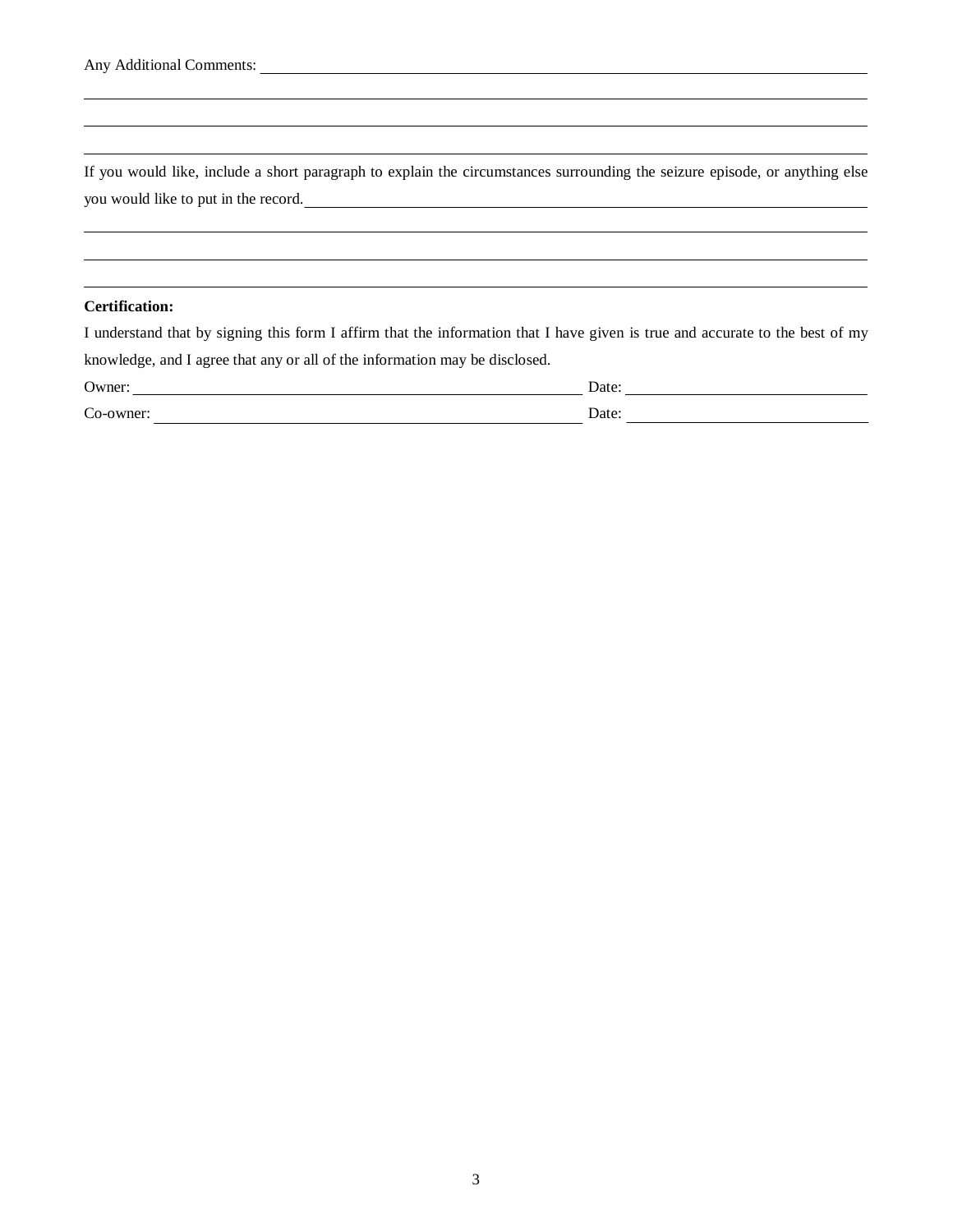Any Additional Comments: ____________________________________________________________________________

______________________________________________________________________________________________

______________________________________________________________________________________________

______________________________________________________________________________________________

If you would like, include a short paragraph to explain the circumstances surrounding the seizure episode, or anything else you would like to put in the record. ______________________________________________________________

______________________________________________________________________________________________

______________________________________________________________________________________________

______________________________________________________________________________________________

**Certification:**

I understand that by signing this form I affirm that the information that I have given is true and accurate to the best of my knowledge, and I agree that any or all of the information may be disclosed.

Owner: ______________________________________________ Date: ________________________

Co-owner: ___________________________________________ Date: ________________________